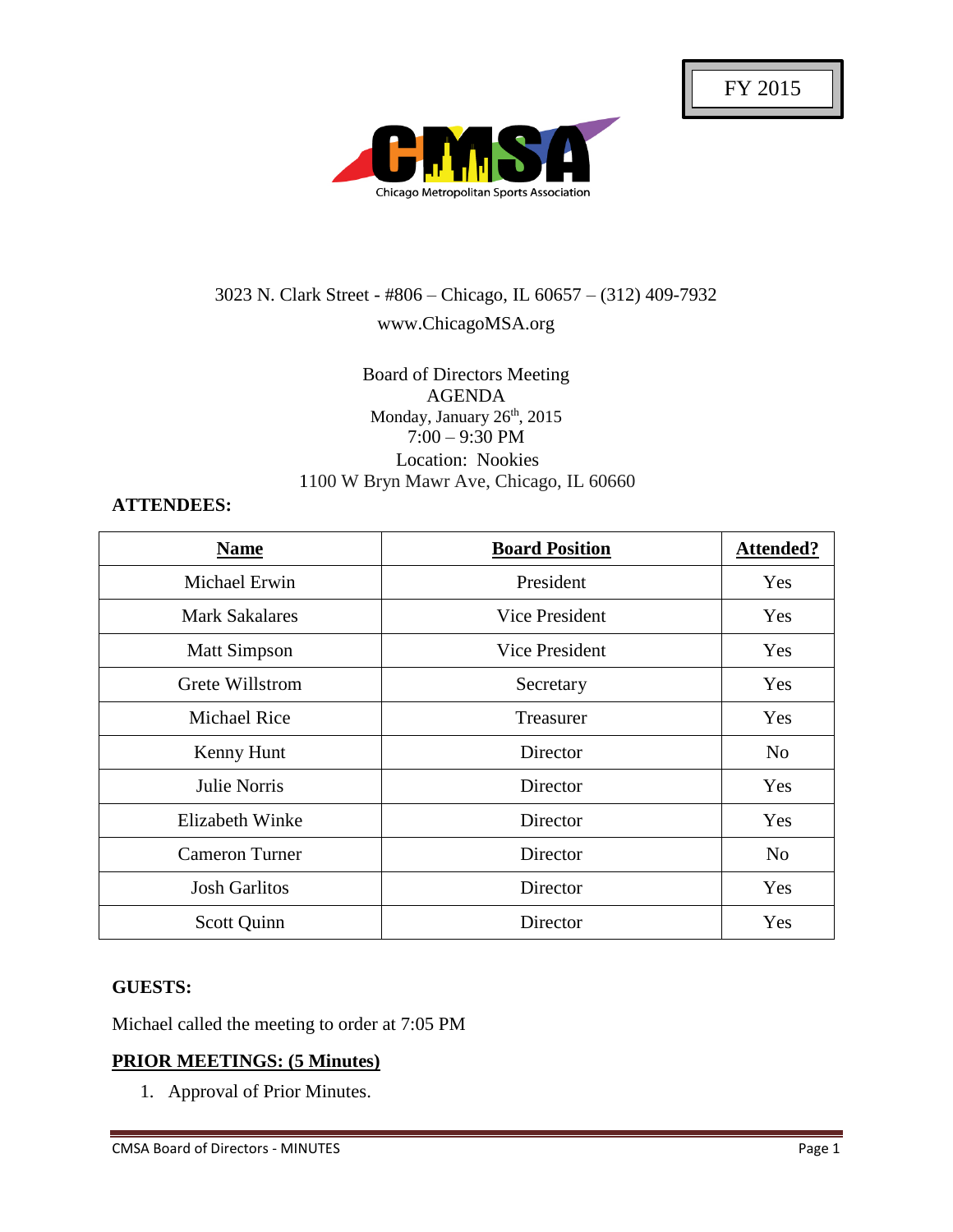FY 2015

Chicago Metropolitan Sports Association

3023 N. Clark Street - #806 – Chicago, IL 60657 – (312) 409-7932

www.ChicagoMSA.org

Board of Directors Meeting
AGENDA
Monday, January 26th, 2015
7:00 – 9:30 PM
Location: Nookies
1100 W Bryn Mawr Ave, Chicago, IL 60660

**ATTENDEES:**

| Name | Board Position | Attended? |
|---|---|---|
| Michael Erwin | President | Yes |
| Mark Sakalares | Vice President | Yes |
| Matt Simpson | Vice President | Yes |
| Grete Willstrom | Secretary | Yes |
| Michael Rice | Treasurer | Yes |
| Kenny Hunt | Director | No |
| Julie Norris | Director | Yes |
| Elizabeth Winke | Director | Yes |
| Cameron Turner | Director | No |
| Josh Garlitos | Director | Yes |
| Scott Quinn | Director | Yes |

**GUESTS:**

Michael called the meeting to order at 7:05 PM

**PRIOR MEETINGS: (5 Minutes)**

1. Approval of Prior Minutes.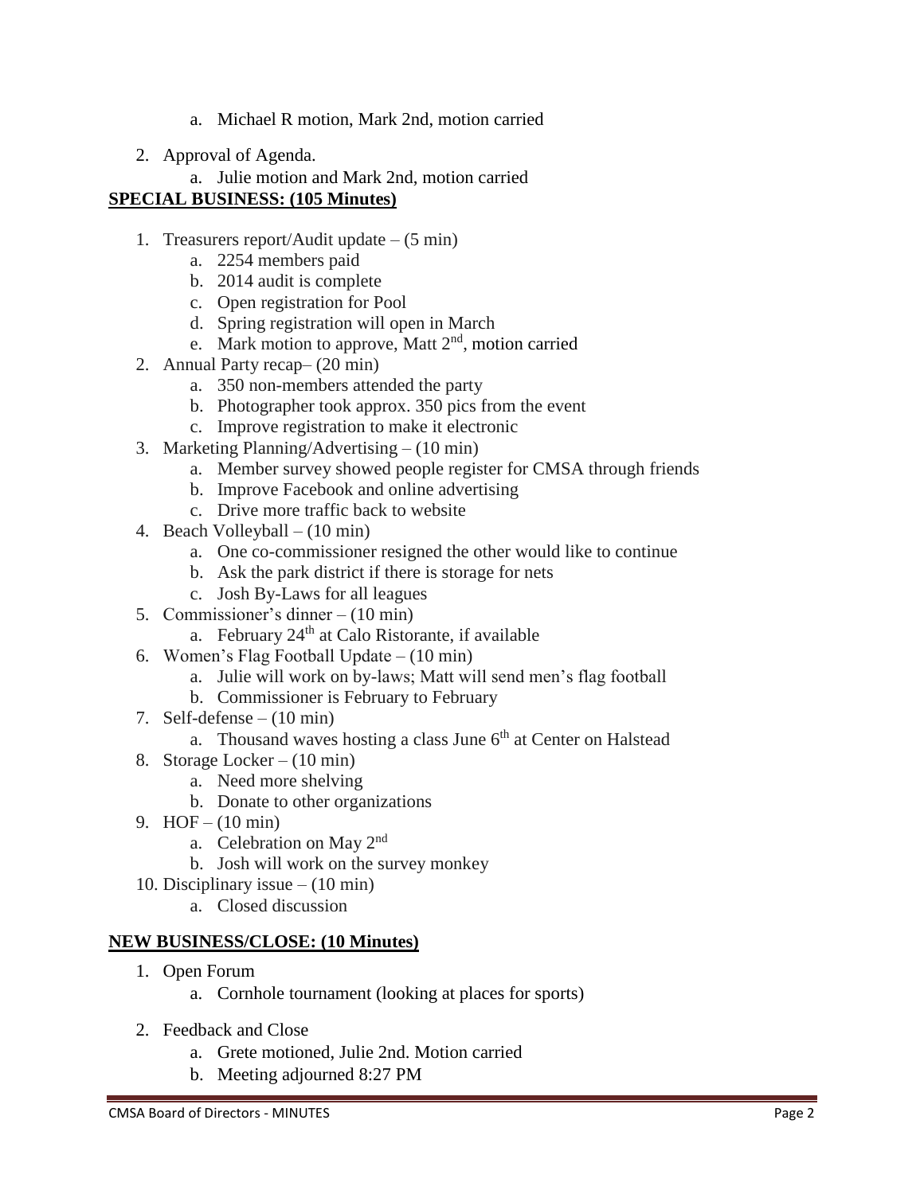a. Michael R motion, Mark 2nd, motion carried

2. Approval of Agenda.
   a. Julie motion and Mark 2nd, motion carried

**SPECIAL BUSINESS: (105 Minutes)**

1. Treasurers report/Audit update – (5 min)
   a. 2254 members paid
   b. 2014 audit is complete
   c. Open registration for Pool
   d. Spring registration will open in March
   e. Mark motion to approve, Matt 2nd, motion carried
2. Annual Party recap– (20 min)
   a. 350 non-members attended the party
   b. Photographer took approx. 350 pics from the event
   c. Improve registration to make it electronic
3. Marketing Planning/Advertising – (10 min)
   a. Member survey showed people register for CMSA through friends
   b. Improve Facebook and online advertising
   c. Drive more traffic back to website
4. Beach Volleyball – (10 min)
   a. One co-commissioner resigned the other would like to continue
   b. Ask the park district if there is storage for nets
   c. Josh By-Laws for all leagues
5. Commissioner's dinner – (10 min)
   a. February 24th at Calo Ristorante, if available
6. Women's Flag Football Update – (10 min)
   a. Julie will work on by-laws; Matt will send men's flag football
   b. Commissioner is February to February
7. Self-defense – (10 min)
   a. Thousand waves hosting a class June 6th at Center on Halstead
8. Storage Locker – (10 min)
   a. Need more shelving
   b. Donate to other organizations
9. HOF – (10 min)
   a. Celebration on May 2nd
   b. Josh will work on the survey monkey
10. Disciplinary issue – (10 min)
    a. Closed discussion

**NEW BUSINESS/CLOSE: (10 Minutes)**

1. Open Forum
   a. Cornhole tournament (looking at places for sports)

2. Feedback and Close
   a. Grete motioned, Julie 2nd. Motion carried
   b. Meeting adjourned 8:27 PM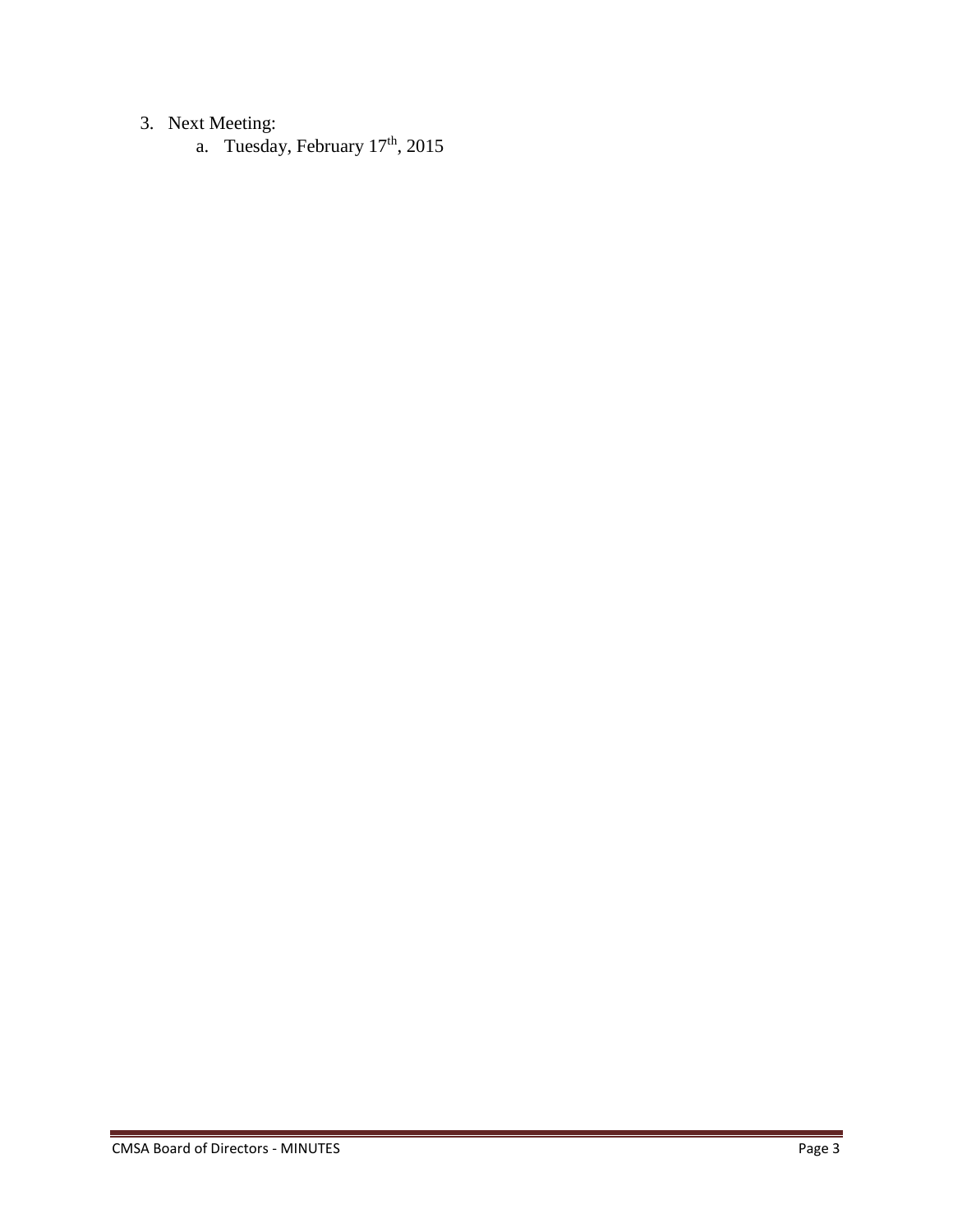3. Next Meeting:
    a. Tuesday, February 17th, 2015